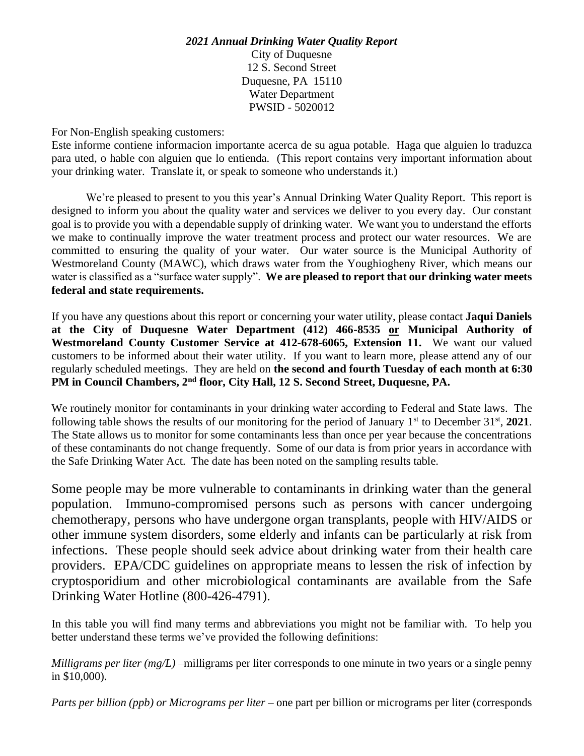***2021 Annual Drinking Water Quality Report***

City of Duquesne
12 S. Second Street
Duquesne, PA 15110
Water Department
PWSID - 5020012

For Non-English speaking customers:
Este informe contiene informacion importante acerca de su agua potable. Haga que alguien lo traduzca para uted, o hable con alguien que lo entienda. (This report contains very important information about your drinking water. Translate it, or speak to someone who understands it.)

We're pleased to present to you this year's Annual Drinking Water Quality Report. This report is designed to inform you about the quality water and services we deliver to you every day. Our constant goal is to provide you with a dependable supply of drinking water. We want you to understand the efforts we make to continually improve the water treatment process and protect our water resources. We are committed to ensuring the quality of your water. Our water source is the Municipal Authority of Westmoreland County (MAWC), which draws water from the Youghiogheny River, which means our water is classified as a "surface water supply". **We are pleased to report that our drinking water meets federal and state requirements.**

If you have any questions about this report or concerning your water utility, please contact **Jaqui Daniels at the City of Duquesne Water Department (412) 466-8535 or Municipal Authority of Westmoreland County Customer Service at 412-678-6065, Extension 11.** We want our valued customers to be informed about their water utility. If you want to learn more, please attend any of our regularly scheduled meetings. They are held on **the second and fourth Tuesday of each month at 6:30 PM in Council Chambers, 2nd floor, City Hall, 12 S. Second Street, Duquesne, PA.**

We routinely monitor for contaminants in your drinking water according to Federal and State laws. The following table shows the results of our monitoring for the period of January 1st to December 31st, **2021**. The State allows us to monitor for some contaminants less than once per year because the concentrations of these contaminants do not change frequently. Some of our data is from prior years in accordance with the Safe Drinking Water Act. The date has been noted on the sampling results table.

Some people may be more vulnerable to contaminants in drinking water than the general population. Immuno-compromised persons such as persons with cancer undergoing chemotherapy, persons who have undergone organ transplants, people with HIV/AIDS or other immune system disorders, some elderly and infants can be particularly at risk from infections. These people should seek advice about drinking water from their health care providers. EPA/CDC guidelines on appropriate means to lessen the risk of infection by cryptosporidium and other microbiological contaminants are available from the Safe Drinking Water Hotline (800-426-4791).

In this table you will find many terms and abbreviations you might not be familiar with. To help you better understand these terms we've provided the following definitions:

*Milligrams per liter (mg/L)* –milligrams per liter corresponds to one minute in two years or a single penny in $10,000).

*Parts per billion (ppb) or Micrograms per liter* – one part per billion or micrograms per liter (corresponds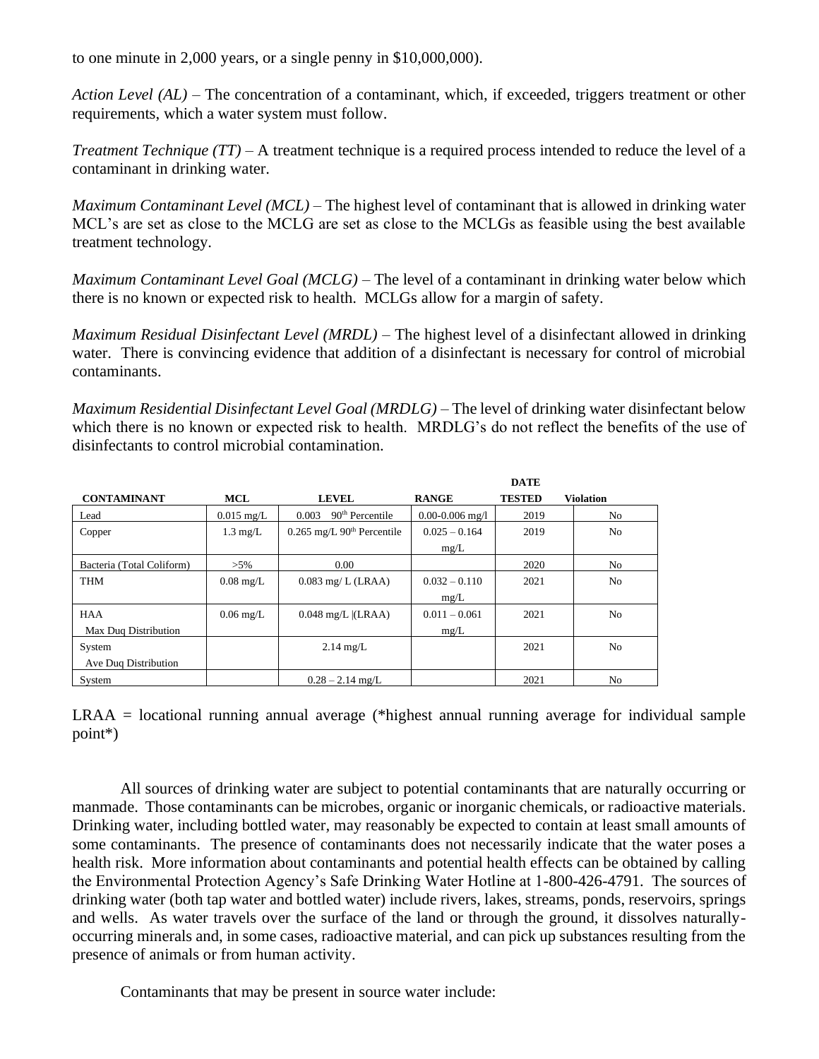to one minute in 2,000 years, or a single penny in $10,000,000).

*Action Level (AL)* – The concentration of a contaminant, which, if exceeded, triggers treatment or other requirements, which a water system must follow.

*Treatment Technique (TT)* – A treatment technique is a required process intended to reduce the level of a contaminant in drinking water.

*Maximum Contaminant Level (MCL)* – The highest level of contaminant that is allowed in drinking water MCL's are set as close to the MCLG are set as close to the MCLGs as feasible using the best available treatment technology.

*Maximum Contaminant Level Goal (MCLG)* – The level of a contaminant in drinking water below which there is no known or expected risk to health. MCLGs allow for a margin of safety.

*Maximum Residual Disinfectant Level (MRDL)* – The highest level of a disinfectant allowed in drinking water. There is convincing evidence that addition of a disinfectant is necessary for control of microbial contaminants.

*Maximum Residential Disinfectant Level Goal (MRDLG)* – The level of drinking water disinfectant below which there is no known or expected risk to health. MRDLG's do not reflect the benefits of the use of disinfectants to control microbial contamination.

| CONTAMINANT | MCL | LEVEL | RANGE | DATE TESTED | Violation |
|---|---|---|---|---|---|
| Lead | 0.015 mg/L | 0.003 90th Percentile | 0.00-0.006 mg/l | 2019 | No |
| Copper | 1.3 mg/L | 0.265 mg/L 90th Percentile | 0.025 – 0.164 mg/L | 2019 | No |
| Bacteria (Total Coliform) | >5% | 0.00 | | 2020 | No |
| THM | 0.08 mg/L | 0.083 mg/ L (LRAA) | 0.032 – 0.110 mg/L | 2021 | No |
| HAA Max Duq Distribution | 0.06 mg/L | 0.048 mg/L \|(LRAA) | 0.011 – 0.061 mg/L | 2021 | No |
| System Ave Duq Distribution | | 2.14 mg/L | | 2021 | No |
| System | | 0.28 – 2.14 mg/L | | 2021 | No |

LRAA = locational running annual average (*highest annual running average for individual sample point*)

All sources of drinking water are subject to potential contaminants that are naturally occurring or manmade. Those contaminants can be microbes, organic or inorganic chemicals, or radioactive materials. Drinking water, including bottled water, may reasonably be expected to contain at least small amounts of some contaminants. The presence of contaminants does not necessarily indicate that the water poses a health risk. More information about contaminants and potential health effects can be obtained by calling the Environmental Protection Agency's Safe Drinking Water Hotline at 1-800-426-4791. The sources of drinking water (both tap water and bottled water) include rivers, lakes, streams, ponds, reservoirs, springs and wells. As water travels over the surface of the land or through the ground, it dissolves naturally-occurring minerals and, in some cases, radioactive material, and can pick up substances resulting from the presence of animals or from human activity.

Contaminants that may be present in source water include: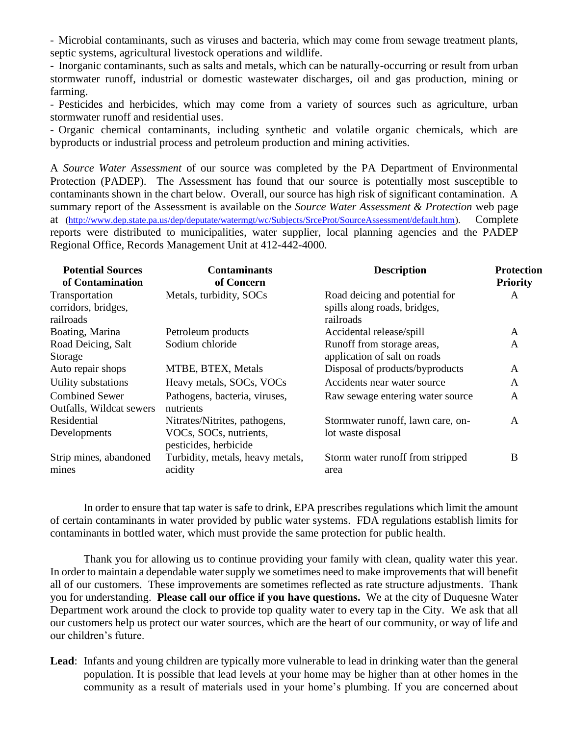- Microbial contaminants, such as viruses and bacteria, which may come from sewage treatment plants, septic systems, agricultural livestock operations and wildlife.
- Inorganic contaminants, such as salts and metals, which can be naturally-occurring or result from urban stormwater runoff, industrial or domestic wastewater discharges, oil and gas production, mining or farming.
- Pesticides and herbicides, which may come from a variety of sources such as agriculture, urban stormwater runoff and residential uses.
- Organic chemical contaminants, including synthetic and volatile organic chemicals, which are byproducts or industrial process and petroleum production and mining activities.

A *Source Water Assessment* of our source was completed by the PA Department of Environmental Protection (PADEP). The Assessment has found that our source is potentially most susceptible to contaminants shown in the chart below. Overall, our source has high risk of significant contamination. A summary report of the Assessment is available on the *Source Water Assessment & Protection* web page at (http://www.dep.state.pa.us/dep/deputate/watermgt/wc/Subjects/SrceProt/SourceAssessment/default.htm). Complete reports were distributed to municipalities, water supplier, local planning agencies and the PADEP Regional Office, Records Management Unit at 412-442-4000.

| Potential Sources of Contamination | Contaminants of Concern | Description | Protection Priority |
|---|---|---|---|
| Transportation corridors, bridges, railroads | Metals, turbidity, SOCs | Road deicing and potential for spills along roads, bridges, railroads | A |
| Boating, Marina | Petroleum products | Accidental release/spill | A |
| Road Deicing, Salt Storage | Sodium chloride | Runoff from storage areas, application of salt on roads | A |
| Auto repair shops | MTBE, BTEX, Metals | Disposal of products/byproducts | A |
| Utility substations | Heavy metals, SOCs, VOCs | Accidents near water source | A |
| Combined Sewer Outfalls, Wildcat sewers | Pathogens, bacteria, viruses, nutrients | Raw sewage entering water source | A |
| Residential Developments | Nitrates/Nitrites, pathogens, VOCs, SOCs, nutrients, pesticides, herbicide | Stormwater runoff, lawn care, on-lot waste disposal | A |
| Strip mines, abandoned mines | Turbidity, metals, heavy metals, acidity | Storm water runoff from stripped area | B |

In order to ensure that tap water is safe to drink, EPA prescribes regulations which limit the amount of certain contaminants in water provided by public water systems. FDA regulations establish limits for contaminants in bottled water, which must provide the same protection for public health.

Thank you for allowing us to continue providing your family with clean, quality water this year. In order to maintain a dependable water supply we sometimes need to make improvements that will benefit all of our customers. These improvements are sometimes reflected as rate structure adjustments. Thank you for understanding. **Please call our office if you have questions.** We at the city of Duquesne Water Department work around the clock to provide top quality water to every tap in the City. We ask that all our customers help us protect our water sources, which are the heart of our community, or way of life and our children's future.

**Lead**: Infants and young children are typically more vulnerable to lead in drinking water than the general population. It is possible that lead levels at your home may be higher than at other homes in the community as a result of materials used in your home's plumbing. If you are concerned about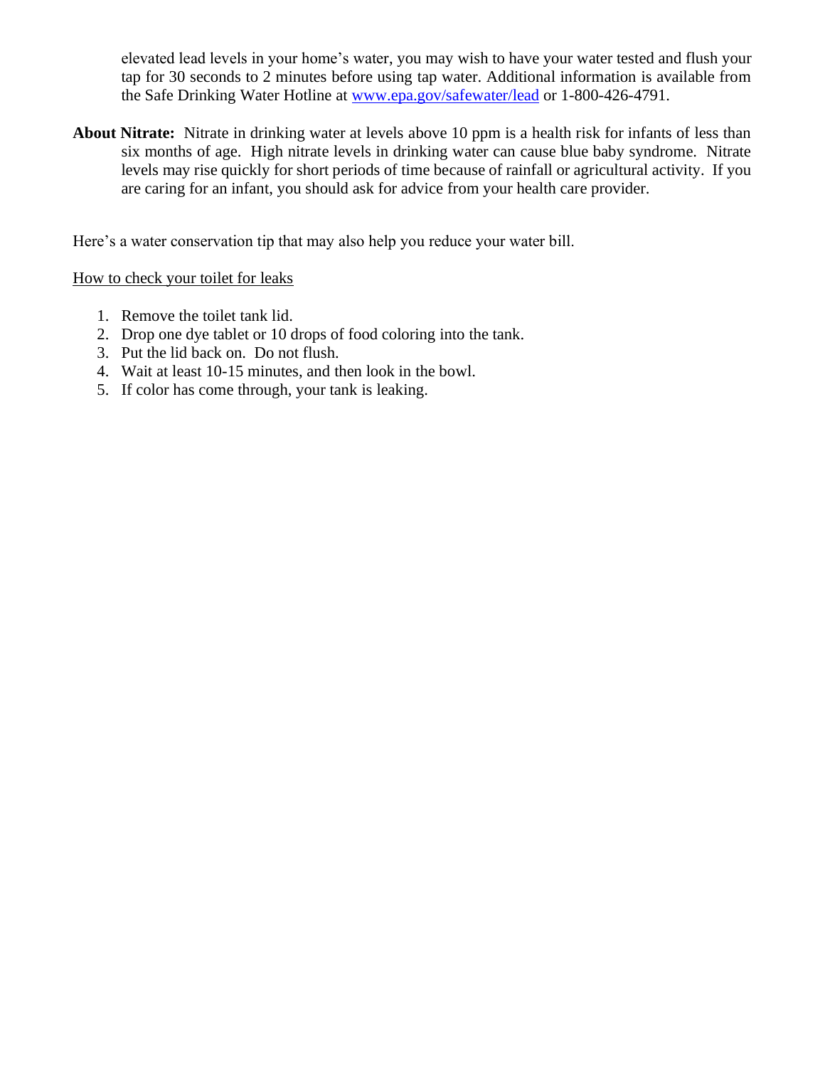elevated lead levels in your home's water, you may wish to have your water tested and flush your tap for 30 seconds to 2 minutes before using tap water. Additional information is available from the Safe Drinking Water Hotline at [www.epa.gov/safewater/lead](http://www.epa.gov/safewater/lead) or 1-800-426-4791.

**About Nitrate:** Nitrate in drinking water at levels above 10 ppm is a health risk for infants of less than six months of age. High nitrate levels in drinking water can cause blue baby syndrome. Nitrate levels may rise quickly for short periods of time because of rainfall or agricultural activity. If you are caring for an infant, you should ask for advice from your health care provider.

Here's a water conservation tip that may also help you reduce your water bill.

<u>How to check your toilet for leaks</u>

1. Remove the toilet tank lid.
2. Drop one dye tablet or 10 drops of food coloring into the tank.
3. Put the lid back on. Do not flush.
4. Wait at least 10-15 minutes, and then look in the bowl.
5. If color has come through, your tank is leaking.